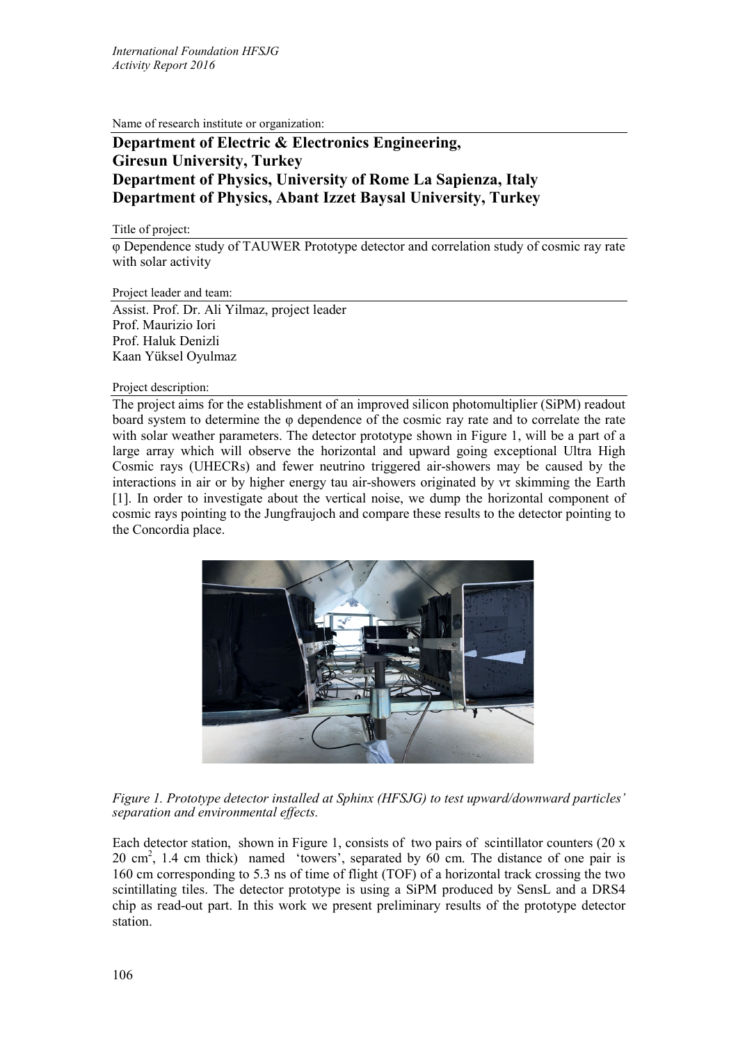Name of research institute or organization:

**Department of Electric & Electronics Engineering,**
**Giresun University, Turkey**
**Department of Physics, University of Rome La Sapienza, Italy**
**Department of Physics, Abant Izzet Baysal University, Turkey**

Title of project:

φ Dependence study of TAUWER Prototype detector and correlation study of cosmic ray rate with solar activity

Project leader and team:

Assist. Prof. Dr. Ali Yilmaz, project leader
Prof. Maurizio Iori
Prof. Haluk Denizli
Kaan Yüksel Oyulmaz

Project description:

The project aims for the establishment of an improved silicon photomultiplier (SiPM) readout board system to determine the φ dependence of the cosmic ray rate and to correlate the rate with solar weather parameters. The detector prototype shown in Figure 1, will be a part of a large array which will observe the horizontal and upward going exceptional Ultra High Cosmic rays (UHECRs) and fewer neutrino triggered air-showers may be caused by the interactions in air or by higher energy tau air-showers originated by $\nu\tau$ skimming the Earth [1]. In order to investigate about the vertical noise, we dump the horizontal component of cosmic rays pointing to the Jungfraujoch and compare these results to the detector pointing to the Concordia place.

*Figure 1. Prototype detector installed at Sphinx (HFSJG) to test upward/downward particles' separation and environmental effects.*

Each detector station, shown in Figure 1, consists of two pairs of scintillator counters (20 x 20 $cm^2$, 1.4 cm thick) named 'towers', separated by 60 cm. The distance of one pair is 160 cm corresponding to 5.3 ns of time of flight (TOF) of a horizontal track crossing the two scintillating tiles. The detector prototype is using a SiPM produced by SensL and a DRS4 chip as read-out part. In this work we present preliminary results of the prototype detector station.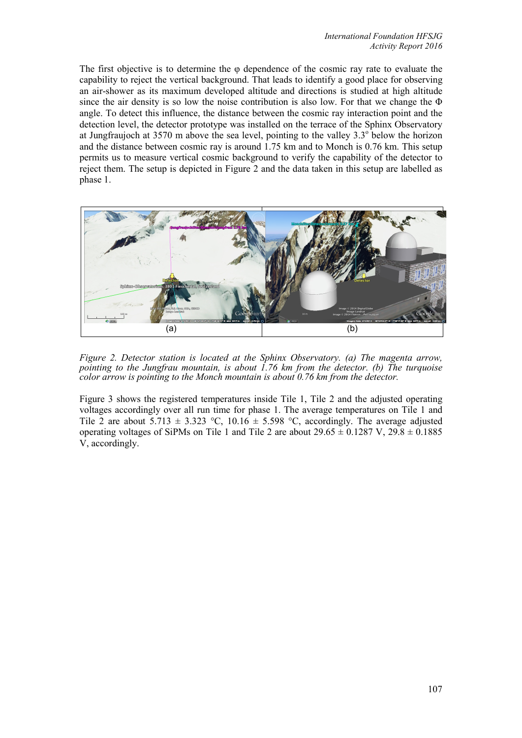The first objective is to determine the φ dependence of the cosmic ray rate to evaluate the capability to reject the vertical background. That leads to identify a good place for observing an air-shower as its maximum developed altitude and directions is studied at high altitude since the air density is so low the noise contribution is also low. For that we change the Φ angle. To detect this influence, the distance between the cosmic ray interaction point and the detection level, the detector prototype was installed on the terrace of the Sphinx Observatory at Jungfraujoch at 3570 m above the sea level, pointing to the valley 3.3° below the horizon and the distance between cosmic ray is around 1.75 km and to Monch is 0.76 km. This setup permits us to measure vertical cosmic background to verify the capability of the detector to reject them. The setup is depicted in Figure 2 and the data taken in this setup are labelled as phase 1.

(a) (b)

*Figure 2. Detector station is located at the Sphinx Observatory. (a) The magenta arrow, pointing to the Jungfrau mountain, is about 1.76 km from the detector. (b) The turquoise color arrow is pointing to the Monch mountain is about 0.76 km from the detector.*

Figure 3 shows the registered temperatures inside Tile 1, Tile 2 and the adjusted operating voltages accordingly over all run time for phase 1. The average temperatures on Tile 1 and Tile 2 are about 5.713 ± 3.323 °C, 10.16 ± 5.598 °C, accordingly. The average adjusted operating voltages of SiPMs on Tile 1 and Tile 2 are about 29.65 ± 0.1287 V, 29.8 ± 0.1885 V, accordingly.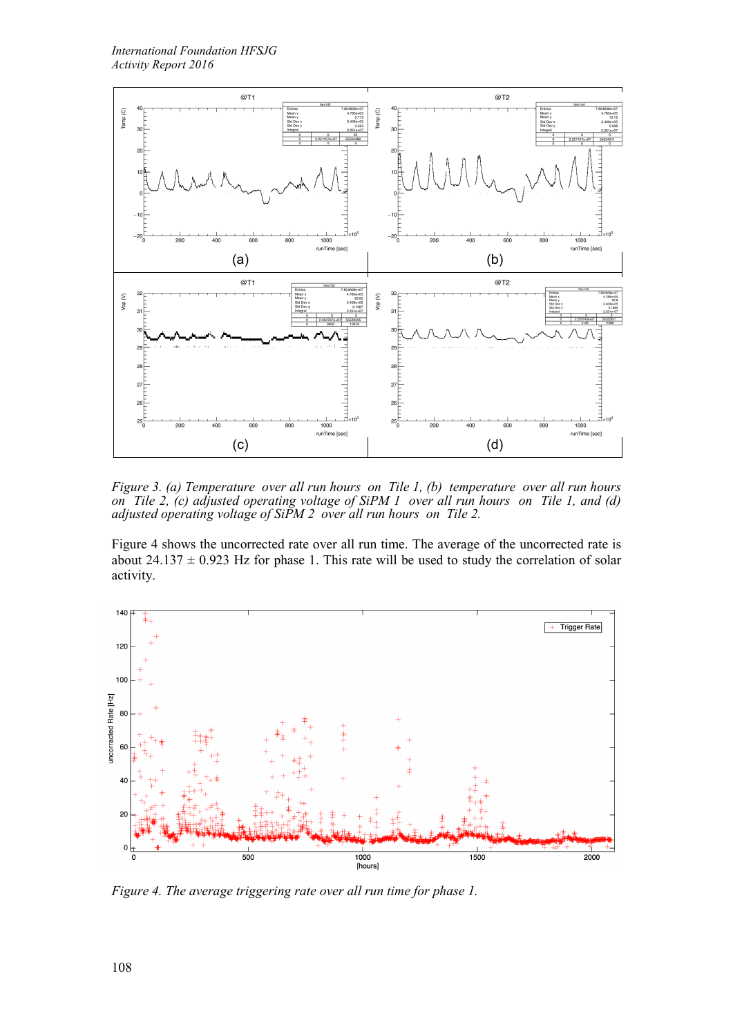*Figure 3. (a) Temperature over all run hours on Tile 1, (b) temperature over all run hours on Tile 2, (c) adjusted operating voltage of SiPM 1 over all run hours on Tile 1, and (d) adjusted operating voltage of SiPM 2 over all run hours on Tile 2.*

Figure 4 shows the uncorrected rate over all run time. The average of the uncorrected rate is about 24.137 ± 0.923 Hz for phase 1. This rate will be used to study the correlation of solar activity.

*Figure 4. The average triggering rate over all run time for phase 1.*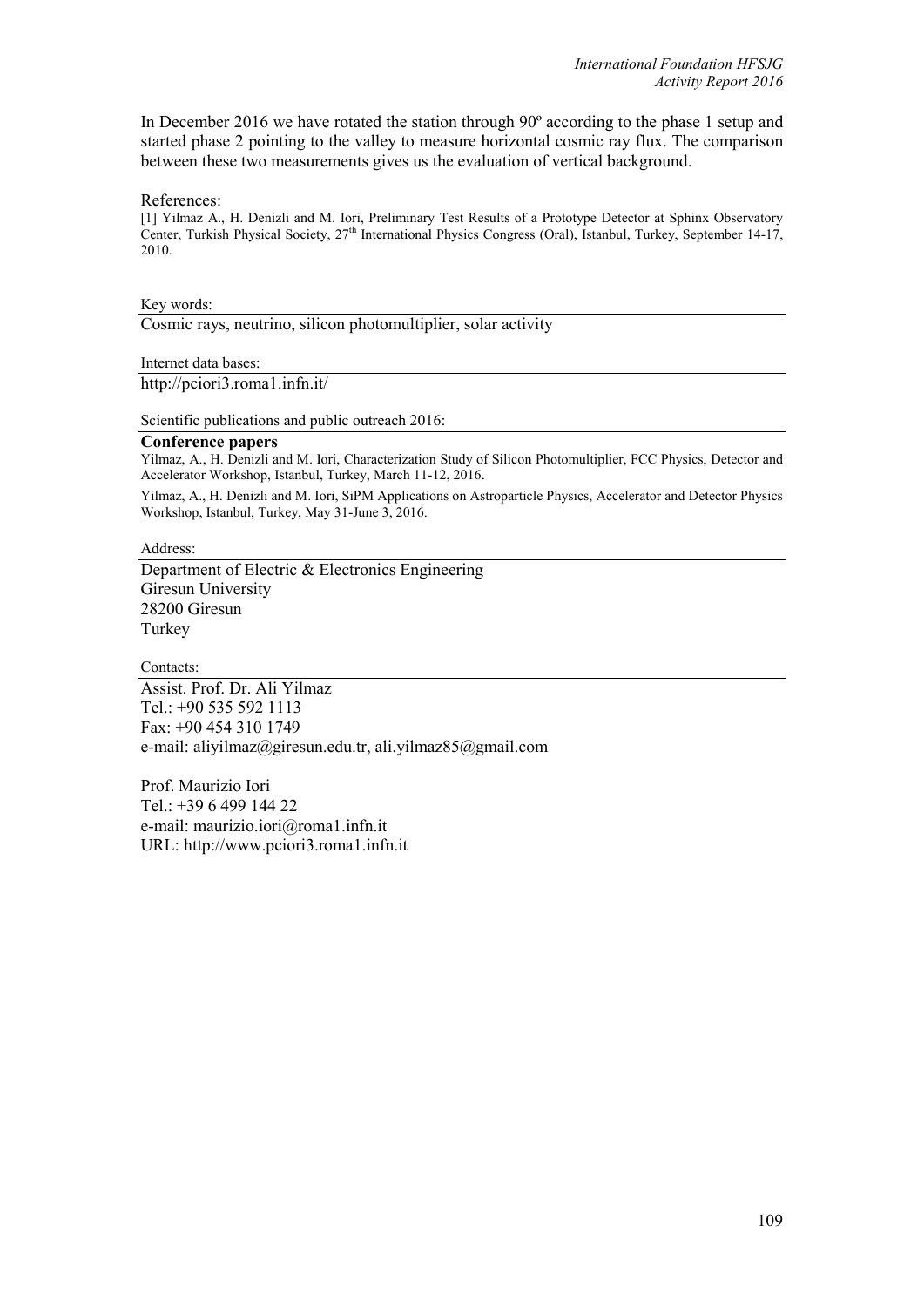In December 2016 we have rotated the station through 90º according to the phase 1 setup and started phase 2 pointing to the valley to measure horizontal cosmic ray flux. The comparison between these two measurements gives us the evaluation of vertical background.

References:

[1] Yilmaz A., H. Denizli and M. Iori, Preliminary Test Results of a Prototype Detector at Sphinx Observatory Center, Turkish Physical Society, 27th International Physics Congress (Oral), Istanbul, Turkey, September 14-17, 2010.

Key words:

Cosmic rays, neutrino, silicon photomultiplier, solar activity

Internet data bases:

http://pciori3.roma1.infn.it/

Scientific publications and public outreach 2016:

**Conference papers**

Yilmaz, A., H. Denizli and M. Iori, Characterization Study of Silicon Photomultiplier, FCC Physics, Detector and Accelerator Workshop, Istanbul, Turkey, March 11-12, 2016.

Yilmaz, A., H. Denizli and M. Iori, SiPM Applications on Astroparticle Physics, Accelerator and Detector Physics Workshop, Istanbul, Turkey, May 31-June 3, 2016.

Address:

Department of Electric & Electronics Engineering
Giresun University
28200 Giresun
Turkey

Contacts:

Assist. Prof. Dr. Ali Yilmaz
Tel.: +90 535 592 1113
Fax: +90 454 310 1749
e-mail: aliyilmaz@giresun.edu.tr, ali.yilmaz85@gmail.com

Prof. Maurizio Iori
Tel.: +39 6 499 144 22
e-mail: maurizio.iori@roma1.infn.it
URL: http://www.pciori3.roma1.infn.it